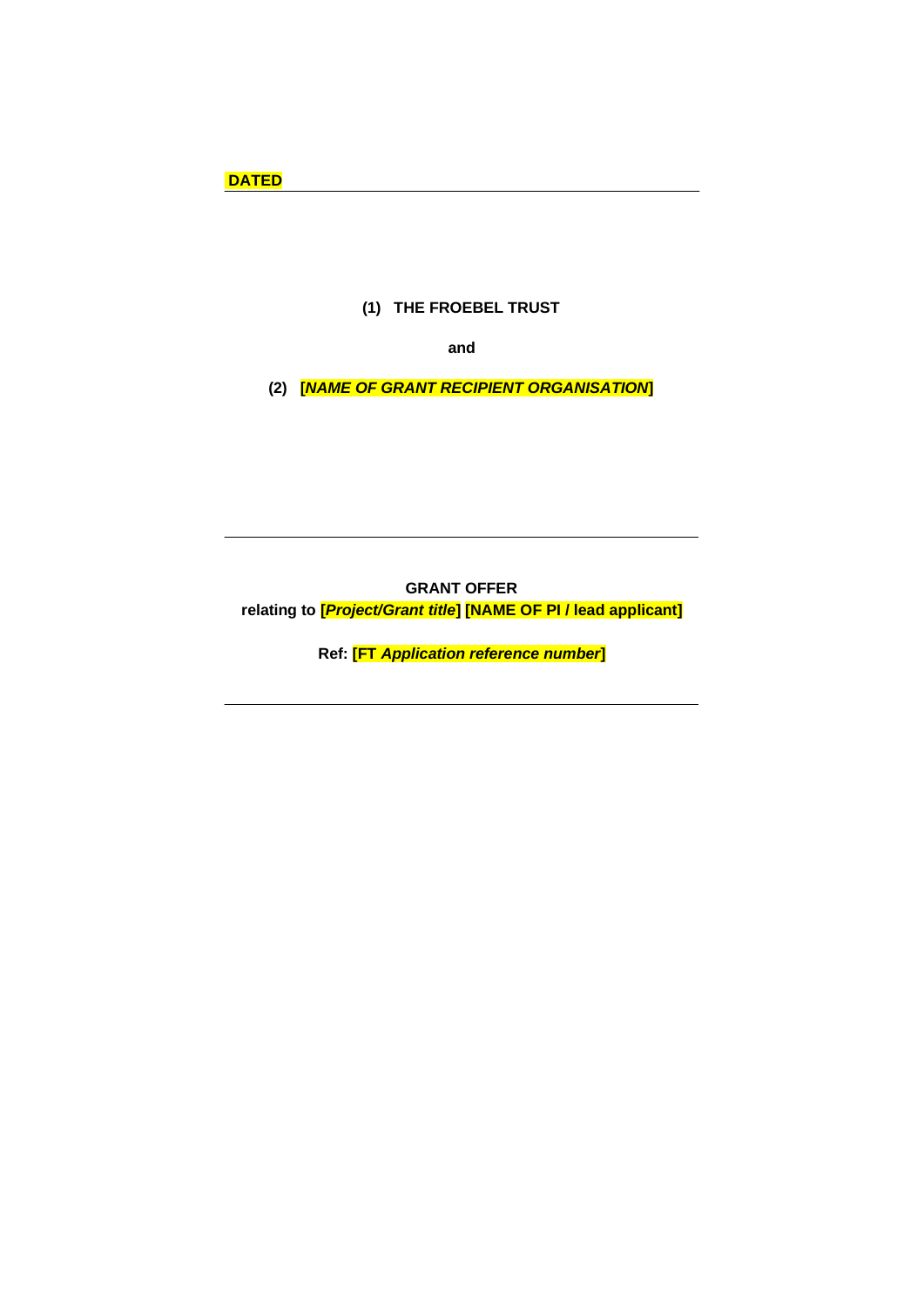**DATED**

---

**(1) THE FROEBEL TRUST**

**and**

**(2) [*NAME OF GRANT RECIPIENT ORGANISATION*]**

---

**GRANT OFFER**

**relating to [*Project/Grant title*] [NAME OF PI / lead applicant]**

**Ref: [FT *Application reference number*]**

---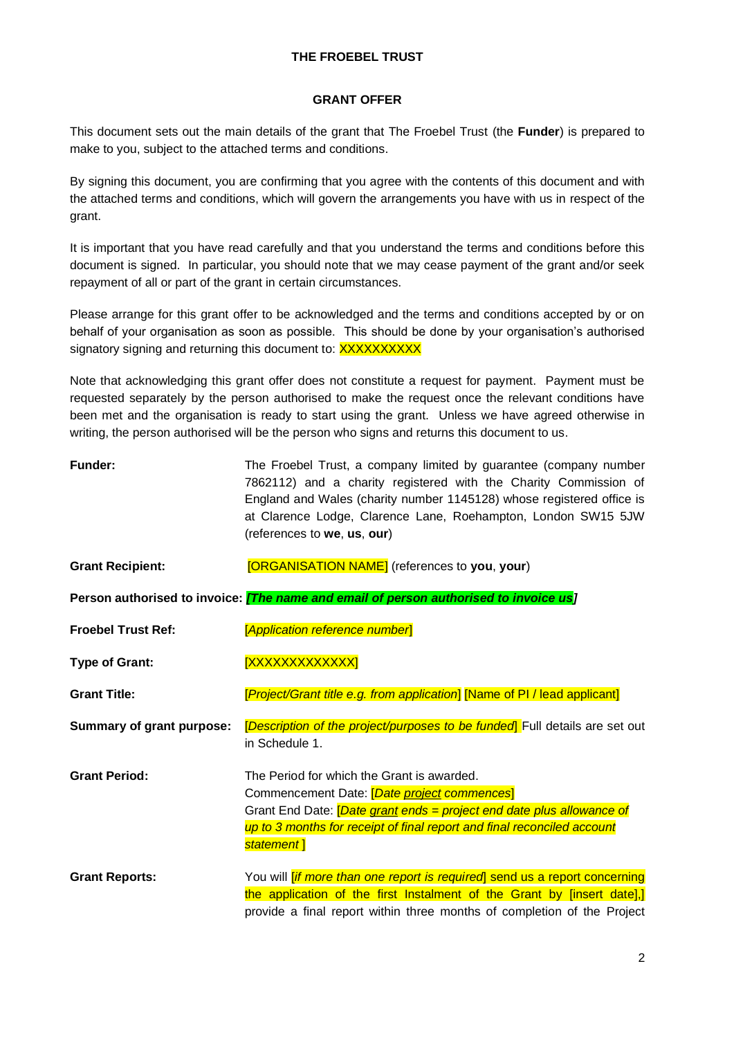**THE FROEBEL TRUST**

**GRANT OFFER**

This document sets out the main details of the grant that The Froebel Trust (the **Funder**) is prepared to make to you, subject to the attached terms and conditions.

By signing this document, you are confirming that you agree with the contents of this document and with the attached terms and conditions, which will govern the arrangements you have with us in respect of the grant.

It is important that you have read carefully and that you understand the terms and conditions before this document is signed. In particular, you should note that we may cease payment of the grant and/or seek repayment of all or part of the grant in certain circumstances.

Please arrange for this grant offer to be acknowledged and the terms and conditions accepted by or on behalf of your organisation as soon as possible. This should be done by your organisation's authorised signatory signing and returning this document to: XXXXXXXXXX

Note that acknowledging this grant offer does not constitute a request for payment. Payment must be requested separately by the person authorised to make the request once the relevant conditions have been met and the organisation is ready to start using the grant. Unless we have agreed otherwise in writing, the person authorised will be the person who signs and returns this document to us.

**Funder:** The Froebel Trust, a company limited by guarantee (company number 7862112) and a charity registered with the Charity Commission of England and Wales (charity number 1145128) whose registered office is at Clarence Lodge, Clarence Lane, Roehampton, London SW15 5JW (references to **we**, **us**, **our**)

**Grant Recipient:** [ORGANISATION NAME] (references to **you**, **your**)

**Person authorised to invoice:** ***[The name and email of person authorised to invoice us]***

**Froebel Trust Ref:** [*Application reference number*]

**Type of Grant:** [XXXXXXXXXXXXX]

**Grant Title:** [*Project/Grant title e.g. from application*] [Name of PI / lead applicant]

**Summary of grant purpose:** [*Description of the project/purposes to be funded*] Full details are set out in Schedule 1.

**Grant Period:** The Period for which the Grant is awarded.
Commencement Date: [*Date project commences*]
Grant End Date: [*Date grant ends = project end date plus allowance of up to 3 months for receipt of final report and final reconciled account statement* ]

**Grant Reports:** You will [*if more than one report is required*] send us a report concerning the application of the first Instalment of the Grant by [insert date],] provide a final report within three months of completion of the Project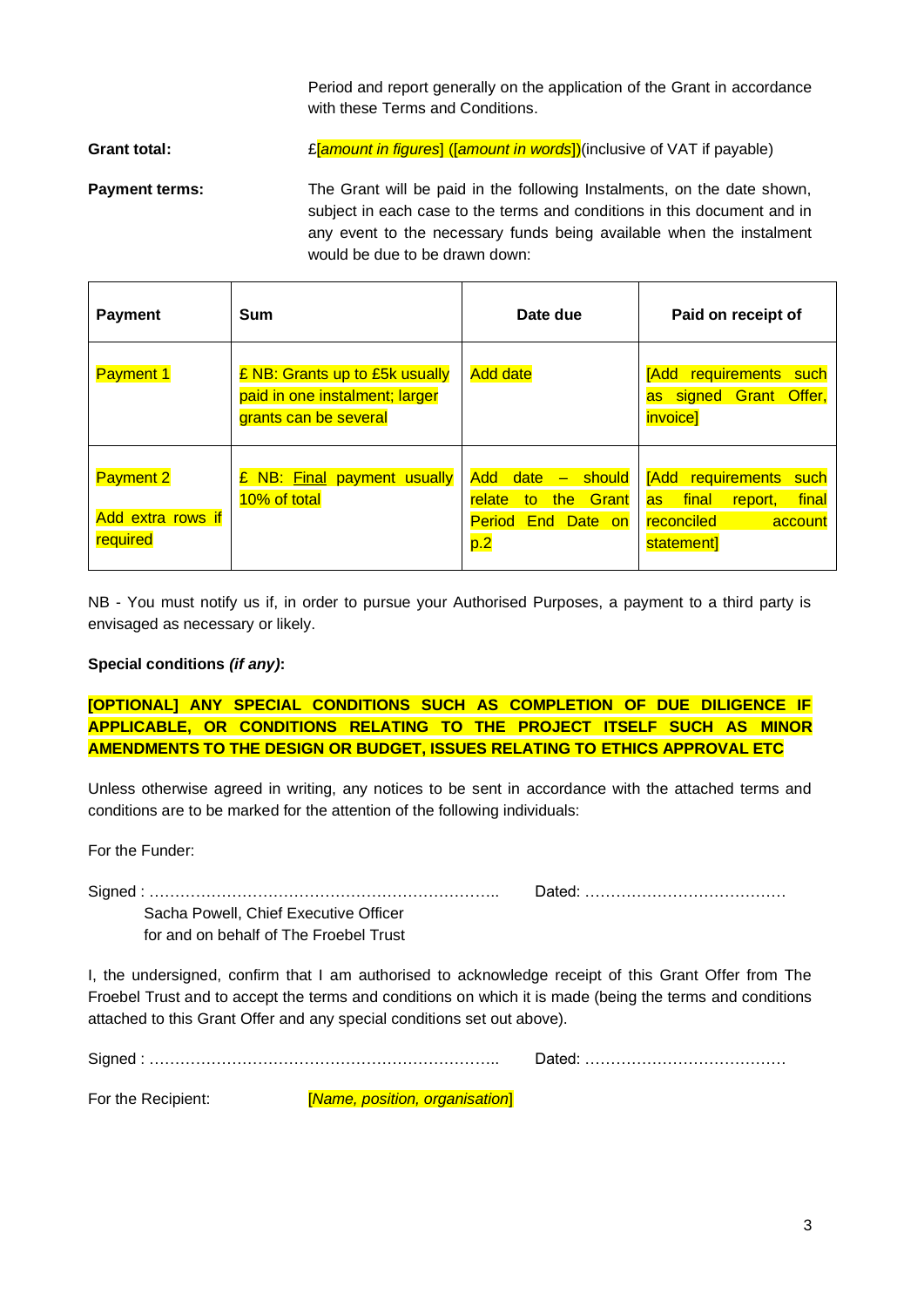Period and report generally on the application of the Grant in accordance with these Terms and Conditions.

**Grant total:** £[*amount in figures*] ([*amount in words*])(inclusive of VAT if payable)

**Payment terms:** The Grant will be paid in the following Instalments, on the date shown, subject in each case to the terms and conditions in this document and in any event to the necessary funds being available when the instalment would be due to be drawn down:

| Payment | Sum | Date due | Paid on receipt of |
|---|---|---|---|
| Payment 1 | £ NB: Grants up to £5k usually paid in one instalment; larger grants can be several | Add date | [Add requirements such as signed Grant Offer, invoice] |
| Payment 2<br><br>Add extra rows if required | £ NB: Final payment usually 10% of total | Add date – should relate to the Grant Period End Date on p.2 | [Add requirements such as final report, final reconciled account statement] |

NB - You must notify us if, in order to pursue your Authorised Purposes, a payment to a third party is envisaged as necessary or likely.

**Special conditions *(if any)*:**

**[OPTIONAL] ANY SPECIAL CONDITIONS SUCH AS COMPLETION OF DUE DILIGENCE IF APPLICABLE, OR CONDITIONS RELATING TO THE PROJECT ITSELF SUCH AS MINOR AMENDMENTS TO THE DESIGN OR BUDGET, ISSUES RELATING TO ETHICS APPROVAL ETC**

Unless otherwise agreed in writing, any notices to be sent in accordance with the attached terms and conditions are to be marked for the attention of the following individuals:

For the Funder:

Signed : ………………………………………………………….. Dated: …………………………………

Sacha Powell, Chief Executive Officer
for and on behalf of The Froebel Trust

I, the undersigned, confirm that I am authorised to acknowledge receipt of this Grant Offer from The Froebel Trust and to accept the terms and conditions on which it is made (being the terms and conditions attached to this Grant Offer and any special conditions set out above).

Signed : ………………………………………………………….. Dated: …………………………………

For the Recipient: [*Name, position, organisation*]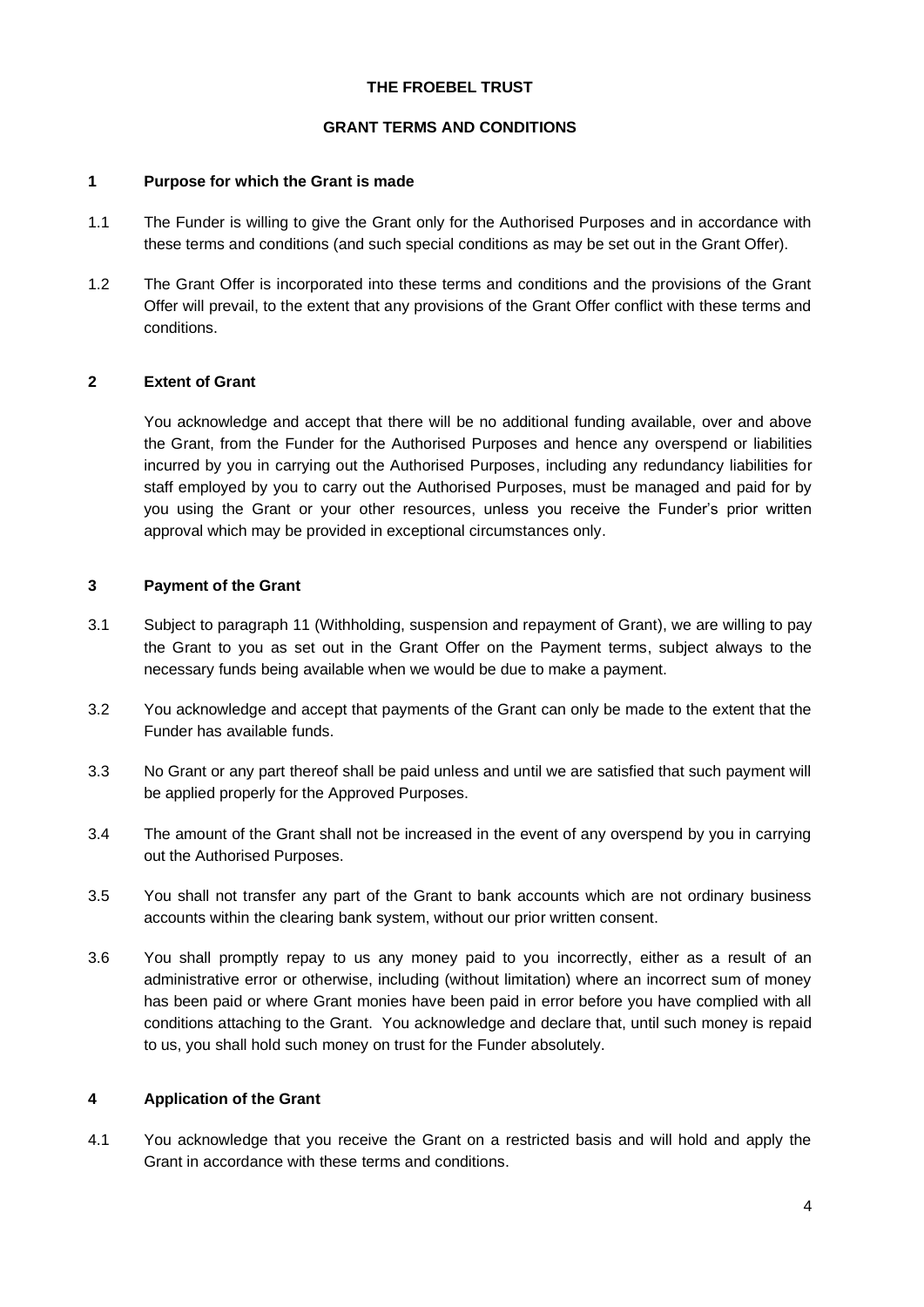**THE FROEBEL TRUST**

**GRANT TERMS AND CONDITIONS**

## 1 Purpose for which the Grant is made

1.1 The Funder is willing to give the Grant only for the Authorised Purposes and in accordance with these terms and conditions (and such special conditions as may be set out in the Grant Offer).

1.2 The Grant Offer is incorporated into these terms and conditions and the provisions of the Grant Offer will prevail, to the extent that any provisions of the Grant Offer conflict with these terms and conditions.

## 2 Extent of Grant

You acknowledge and accept that there will be no additional funding available, over and above the Grant, from the Funder for the Authorised Purposes and hence any overspend or liabilities incurred by you in carrying out the Authorised Purposes, including any redundancy liabilities for staff employed by you to carry out the Authorised Purposes, must be managed and paid for by you using the Grant or your other resources, unless you receive the Funder's prior written approval which may be provided in exceptional circumstances only.

## 3 Payment of the Grant

3.1 Subject to paragraph 11 (Withholding, suspension and repayment of Grant), we are willing to pay the Grant to you as set out in the Grant Offer on the Payment terms, subject always to the necessary funds being available when we would be due to make a payment.

3.2 You acknowledge and accept that payments of the Grant can only be made to the extent that the Funder has available funds.

3.3 No Grant or any part thereof shall be paid unless and until we are satisfied that such payment will be applied properly for the Approved Purposes.

3.4 The amount of the Grant shall not be increased in the event of any overspend by you in carrying out the Authorised Purposes.

3.5 You shall not transfer any part of the Grant to bank accounts which are not ordinary business accounts within the clearing bank system, without our prior written consent.

3.6 You shall promptly repay to us any money paid to you incorrectly, either as a result of an administrative error or otherwise, including (without limitation) where an incorrect sum of money has been paid or where Grant monies have been paid in error before you have complied with all conditions attaching to the Grant. You acknowledge and declare that, until such money is repaid to us, you shall hold such money on trust for the Funder absolutely.

## 4 Application of the Grant

4.1 You acknowledge that you receive the Grant on a restricted basis and will hold and apply the Grant in accordance with these terms and conditions.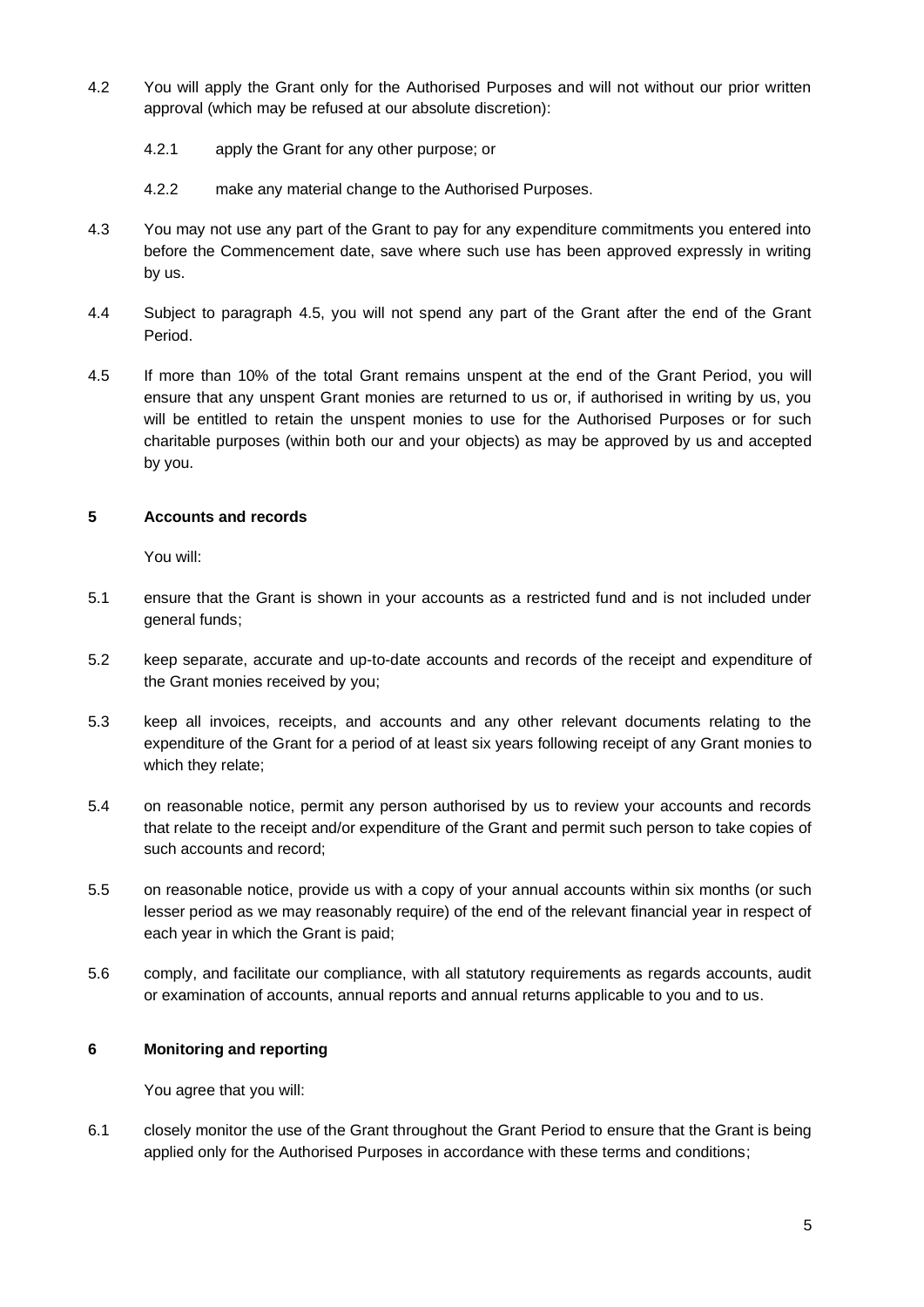4.2 You will apply the Grant only for the Authorised Purposes and will not without our prior written approval (which may be refused at our absolute discretion):

  4.2.1 apply the Grant for any other purpose; or

  4.2.2 make any material change to the Authorised Purposes.

4.3 You may not use any part of the Grant to pay for any expenditure commitments you entered into before the Commencement date, save where such use has been approved expressly in writing by us.

4.4 Subject to paragraph 4.5, you will not spend any part of the Grant after the end of the Grant Period.

4.5 If more than 10% of the total Grant remains unspent at the end of the Grant Period, you will ensure that any unspent Grant monies are returned to us or, if authorised in writing by us, you will be entitled to retain the unspent monies to use for the Authorised Purposes or for such charitable purposes (within both our and your objects) as may be approved by us and accepted by you.

## 5 Accounts and records

You will:

5.1 ensure that the Grant is shown in your accounts as a restricted fund and is not included under general funds;

5.2 keep separate, accurate and up-to-date accounts and records of the receipt and expenditure of the Grant monies received by you;

5.3 keep all invoices, receipts, and accounts and any other relevant documents relating to the expenditure of the Grant for a period of at least six years following receipt of any Grant monies to which they relate;

5.4 on reasonable notice, permit any person authorised by us to review your accounts and records that relate to the receipt and/or expenditure of the Grant and permit such person to take copies of such accounts and record;

5.5 on reasonable notice, provide us with a copy of your annual accounts within six months (or such lesser period as we may reasonably require) of the end of the relevant financial year in respect of each year in which the Grant is paid;

5.6 comply, and facilitate our compliance, with all statutory requirements as regards accounts, audit or examination of accounts, annual reports and annual returns applicable to you and to us.

## 6 Monitoring and reporting

You agree that you will:

6.1 closely monitor the use of the Grant throughout the Grant Period to ensure that the Grant is being applied only for the Authorised Purposes in accordance with these terms and conditions;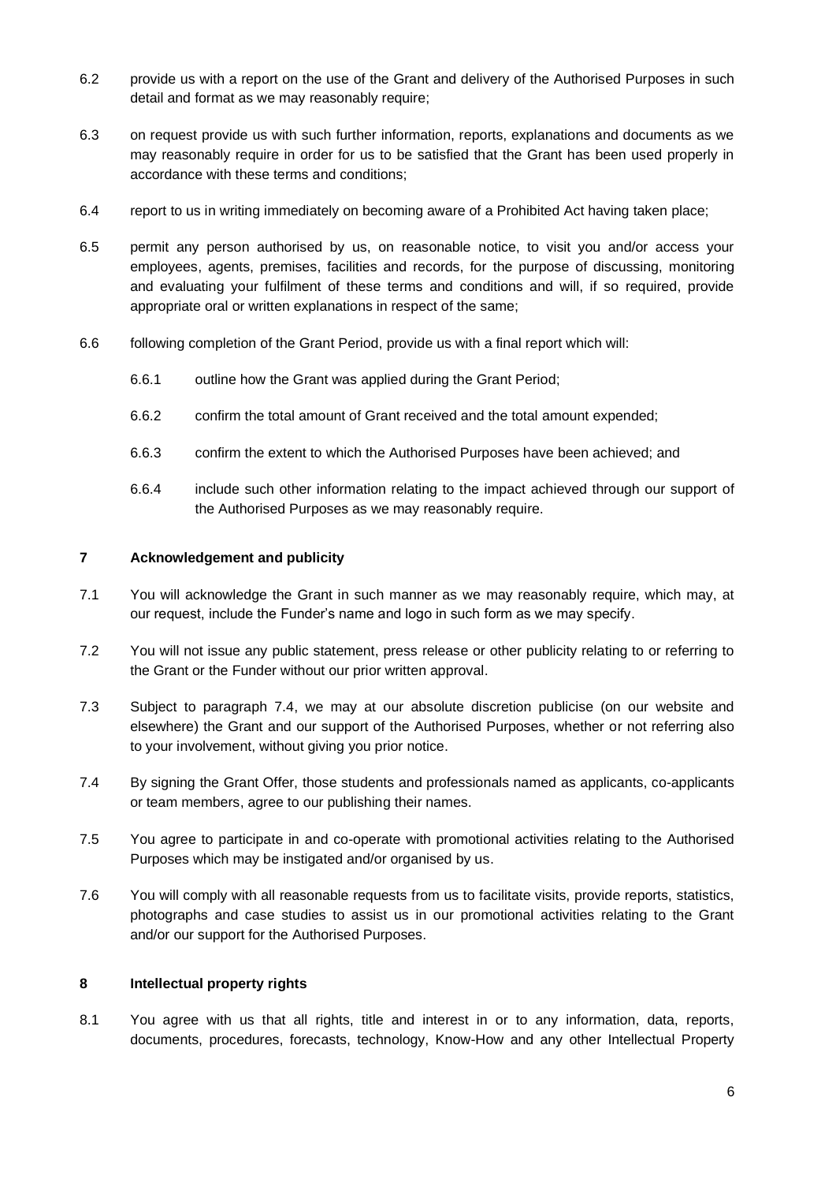6.2 provide us with a report on the use of the Grant and delivery of the Authorised Purposes in such detail and format as we may reasonably require;

6.3 on request provide us with such further information, reports, explanations and documents as we may reasonably require in order for us to be satisfied that the Grant has been used properly in accordance with these terms and conditions;

6.4 report to us in writing immediately on becoming aware of a Prohibited Act having taken place;

6.5 permit any person authorised by us, on reasonable notice, to visit you and/or access your employees, agents, premises, facilities and records, for the purpose of discussing, monitoring and evaluating your fulfilment of these terms and conditions and will, if so required, provide appropriate oral or written explanations in respect of the same;

6.6 following completion of the Grant Period, provide us with a final report which will:

6.6.1 outline how the Grant was applied during the Grant Period;

6.6.2 confirm the total amount of Grant received and the total amount expended;

6.6.3 confirm the extent to which the Authorised Purposes have been achieved; and

6.6.4 include such other information relating to the impact achieved through our support of the Authorised Purposes as we may reasonably require.

## 7 Acknowledgement and publicity

7.1 You will acknowledge the Grant in such manner as we may reasonably require, which may, at our request, include the Funder's name and logo in such form as we may specify.

7.2 You will not issue any public statement, press release or other publicity relating to or referring to the Grant or the Funder without our prior written approval.

7.3 Subject to paragraph 7.4, we may at our absolute discretion publicise (on our website and elsewhere) the Grant and our support of the Authorised Purposes, whether or not referring also to your involvement, without giving you prior notice.

7.4 By signing the Grant Offer, those students and professionals named as applicants, co-applicants or team members, agree to our publishing their names.

7.5 You agree to participate in and co-operate with promotional activities relating to the Authorised Purposes which may be instigated and/or organised by us.

7.6 You will comply with all reasonable requests from us to facilitate visits, provide reports, statistics, photographs and case studies to assist us in our promotional activities relating to the Grant and/or our support for the Authorised Purposes.

## 8 Intellectual property rights

8.1 You agree with us that all rights, title and interest in or to any information, data, reports, documents, procedures, forecasts, technology, Know-How and any other Intellectual Property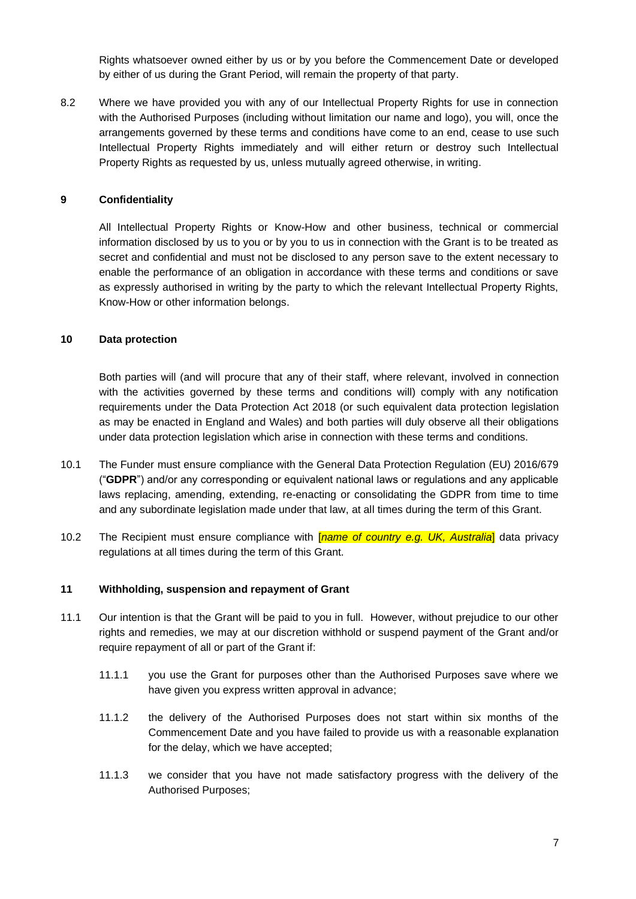Rights whatsoever owned either by us or by you before the Commencement Date or developed by either of us during the Grant Period, will remain the property of that party.

8.2 Where we have provided you with any of our Intellectual Property Rights for use in connection with the Authorised Purposes (including without limitation our name and logo), you will, once the arrangements governed by these terms and conditions have come to an end, cease to use such Intellectual Property Rights immediately and will either return or destroy such Intellectual Property Rights as requested by us, unless mutually agreed otherwise, in writing.

## 9 Confidentiality

All Intellectual Property Rights or Know-How and other business, technical or commercial information disclosed by us to you or by you to us in connection with the Grant is to be treated as secret and confidential and must not be disclosed to any person save to the extent necessary to enable the performance of an obligation in accordance with these terms and conditions or save as expressly authorised in writing by the party to which the relevant Intellectual Property Rights, Know-How or other information belongs.

## 10 Data protection

Both parties will (and will procure that any of their staff, where relevant, involved in connection with the activities governed by these terms and conditions will) comply with any notification requirements under the Data Protection Act 2018 (or such equivalent data protection legislation as may be enacted in England and Wales) and both parties will duly observe all their obligations under data protection legislation which arise in connection with these terms and conditions.

10.1 The Funder must ensure compliance with the General Data Protection Regulation (EU) 2016/679 ("**GDPR**") and/or any corresponding or equivalent national laws or regulations and any applicable laws replacing, amending, extending, re-enacting or consolidating the GDPR from time to time and any subordinate legislation made under that law, at all times during the term of this Grant.

10.2 The Recipient must ensure compliance with [*name of country e.g. UK, Australia*] data privacy regulations at all times during the term of this Grant.

## 11 Withholding, suspension and repayment of Grant

11.1 Our intention is that the Grant will be paid to you in full. However, without prejudice to our other rights and remedies, we may at our discretion withhold or suspend payment of the Grant and/or require repayment of all or part of the Grant if:

11.1.1 you use the Grant for purposes other than the Authorised Purposes save where we have given you express written approval in advance;

11.1.2 the delivery of the Authorised Purposes does not start within six months of the Commencement Date and you have failed to provide us with a reasonable explanation for the delay, which we have accepted;

11.1.3 we consider that you have not made satisfactory progress with the delivery of the Authorised Purposes;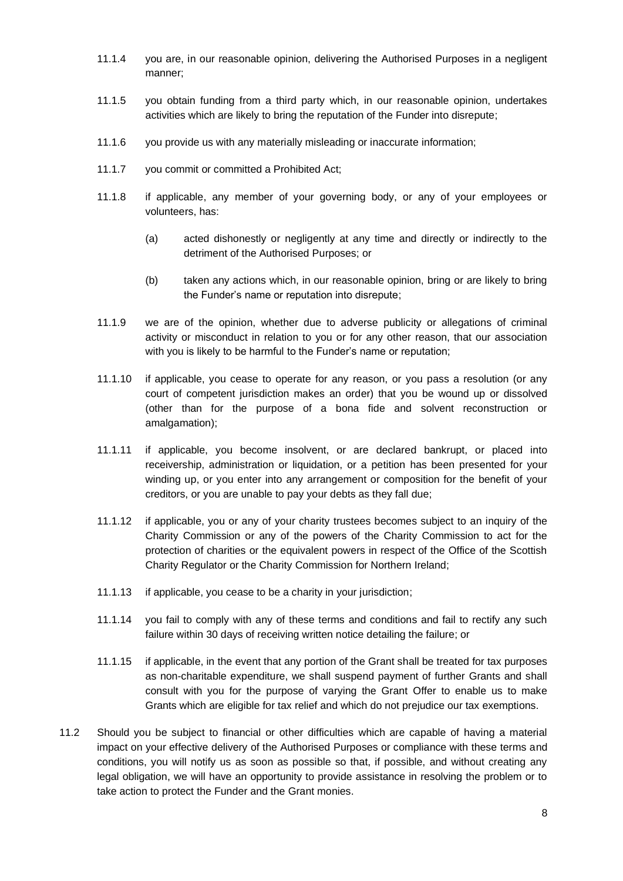11.1.4 you are, in our reasonable opinion, delivering the Authorised Purposes in a negligent manner;

11.1.5 you obtain funding from a third party which, in our reasonable opinion, undertakes activities which are likely to bring the reputation of the Funder into disrepute;

11.1.6 you provide us with any materially misleading or inaccurate information;

11.1.7 you commit or committed a Prohibited Act;

11.1.8 if applicable, any member of your governing body, or any of your employees or volunteers, has:

(a) acted dishonestly or negligently at any time and directly or indirectly to the detriment of the Authorised Purposes; or

(b) taken any actions which, in our reasonable opinion, bring or are likely to bring the Funder's name or reputation into disrepute;

11.1.9 we are of the opinion, whether due to adverse publicity or allegations of criminal activity or misconduct in relation to you or for any other reason, that our association with you is likely to be harmful to the Funder's name or reputation;

11.1.10 if applicable, you cease to operate for any reason, or you pass a resolution (or any court of competent jurisdiction makes an order) that you be wound up or dissolved (other than for the purpose of a bona fide and solvent reconstruction or amalgamation);

11.1.11 if applicable, you become insolvent, or are declared bankrupt, or placed into receivership, administration or liquidation, or a petition has been presented for your winding up, or you enter into any arrangement or composition for the benefit of your creditors, or you are unable to pay your debts as they fall due;

11.1.12 if applicable, you or any of your charity trustees becomes subject to an inquiry of the Charity Commission or any of the powers of the Charity Commission to act for the protection of charities or the equivalent powers in respect of the Office of the Scottish Charity Regulator or the Charity Commission for Northern Ireland;

11.1.13 if applicable, you cease to be a charity in your jurisdiction;

11.1.14 you fail to comply with any of these terms and conditions and fail to rectify any such failure within 30 days of receiving written notice detailing the failure; or

11.1.15 if applicable, in the event that any portion of the Grant shall be treated for tax purposes as non-charitable expenditure, we shall suspend payment of further Grants and shall consult with you for the purpose of varying the Grant Offer to enable us to make Grants which are eligible for tax relief and which do not prejudice our tax exemptions.

11.2 Should you be subject to financial or other difficulties which are capable of having a material impact on your effective delivery of the Authorised Purposes or compliance with these terms and conditions, you will notify us as soon as possible so that, if possible, and without creating any legal obligation, we will have an opportunity to provide assistance in resolving the problem or to take action to protect the Funder and the Grant monies.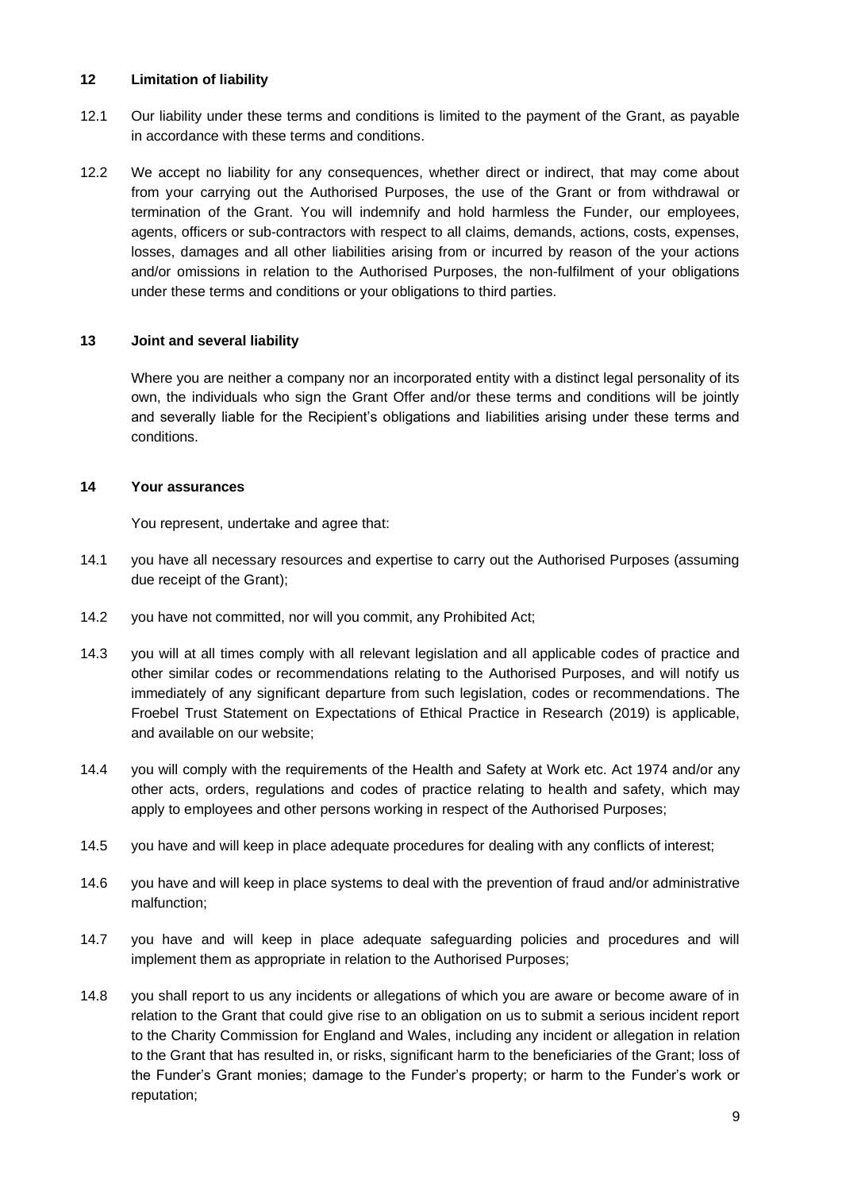## 12 Limitation of liability

12.1 Our liability under these terms and conditions is limited to the payment of the Grant, as payable in accordance with these terms and conditions.

12.2 We accept no liability for any consequences, whether direct or indirect, that may come about from your carrying out the Authorised Purposes, the use of the Grant or from withdrawal or termination of the Grant. You will indemnify and hold harmless the Funder, our employees, agents, officers or sub-contractors with respect to all claims, demands, actions, costs, expenses, losses, damages and all other liabilities arising from or incurred by reason of the your actions and/or omissions in relation to the Authorised Purposes, the non-fulfilment of your obligations under these terms and conditions or your obligations to third parties.

## 13 Joint and several liability

Where you are neither a company nor an incorporated entity with a distinct legal personality of its own, the individuals who sign the Grant Offer and/or these terms and conditions will be jointly and severally liable for the Recipient's obligations and liabilities arising under these terms and conditions.

## 14 Your assurances

You represent, undertake and agree that:

14.1 you have all necessary resources and expertise to carry out the Authorised Purposes (assuming due receipt of the Grant);

14.2 you have not committed, nor will you commit, any Prohibited Act;

14.3 you will at all times comply with all relevant legislation and all applicable codes of practice and other similar codes or recommendations relating to the Authorised Purposes, and will notify us immediately of any significant departure from such legislation, codes or recommendations. The Froebel Trust Statement on Expectations of Ethical Practice in Research (2019) is applicable, and available on our website;

14.4 you will comply with the requirements of the Health and Safety at Work etc. Act 1974 and/or any other acts, orders, regulations and codes of practice relating to health and safety, which may apply to employees and other persons working in respect of the Authorised Purposes;

14.5 you have and will keep in place adequate procedures for dealing with any conflicts of interest;

14.6 you have and will keep in place systems to deal with the prevention of fraud and/or administrative malfunction;

14.7 you have and will keep in place adequate safeguarding policies and procedures and will implement them as appropriate in relation to the Authorised Purposes;

14.8 you shall report to us any incidents or allegations of which you are aware or become aware of in relation to the Grant that could give rise to an obligation on us to submit a serious incident report to the Charity Commission for England and Wales, including any incident or allegation in relation to the Grant that has resulted in, or risks, significant harm to the beneficiaries of the Grant; loss of the Funder's Grant monies; damage to the Funder's property; or harm to the Funder's work or reputation;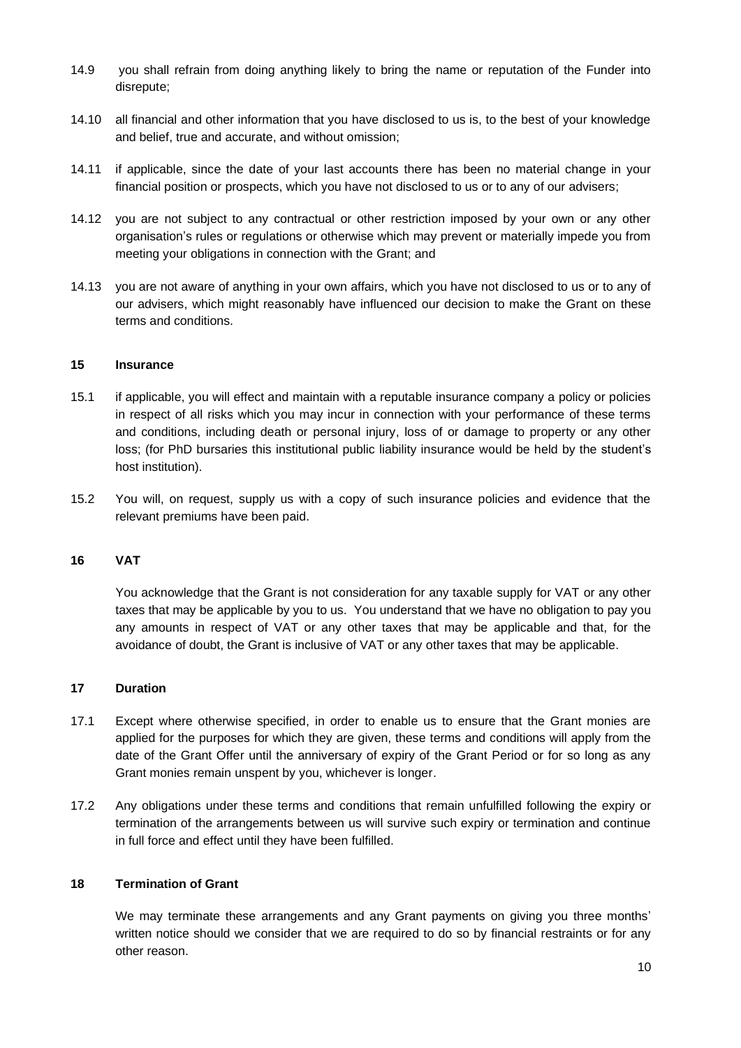14.9 you shall refrain from doing anything likely to bring the name or reputation of the Funder into disrepute;

14.10 all financial and other information that you have disclosed to us is, to the best of your knowledge and belief, true and accurate, and without omission;

14.11 if applicable, since the date of your last accounts there has been no material change in your financial position or prospects, which you have not disclosed to us or to any of our advisers;

14.12 you are not subject to any contractual or other restriction imposed by your own or any other organisation's rules or regulations or otherwise which may prevent or materially impede you from meeting your obligations in connection with the Grant; and

14.13 you are not aware of anything in your own affairs, which you have not disclosed to us or to any of our advisers, which might reasonably have influenced our decision to make the Grant on these terms and conditions.

## 15 Insurance

15.1 if applicable, you will effect and maintain with a reputable insurance company a policy or policies in respect of all risks which you may incur in connection with your performance of these terms and conditions, including death or personal injury, loss of or damage to property or any other loss; (for PhD bursaries this institutional public liability insurance would be held by the student's host institution).

15.2 You will, on request, supply us with a copy of such insurance policies and evidence that the relevant premiums have been paid.

## 16 VAT

You acknowledge that the Grant is not consideration for any taxable supply for VAT or any other taxes that may be applicable by you to us. You understand that we have no obligation to pay you any amounts in respect of VAT or any other taxes that may be applicable and that, for the avoidance of doubt, the Grant is inclusive of VAT or any other taxes that may be applicable.

## 17 Duration

17.1 Except where otherwise specified, in order to enable us to ensure that the Grant monies are applied for the purposes for which they are given, these terms and conditions will apply from the date of the Grant Offer until the anniversary of expiry of the Grant Period or for so long as any Grant monies remain unspent by you, whichever is longer.

17.2 Any obligations under these terms and conditions that remain unfulfilled following the expiry or termination of the arrangements between us will survive such expiry or termination and continue in full force and effect until they have been fulfilled.

## 18 Termination of Grant

We may terminate these arrangements and any Grant payments on giving you three months' written notice should we consider that we are required to do so by financial restraints or for any other reason.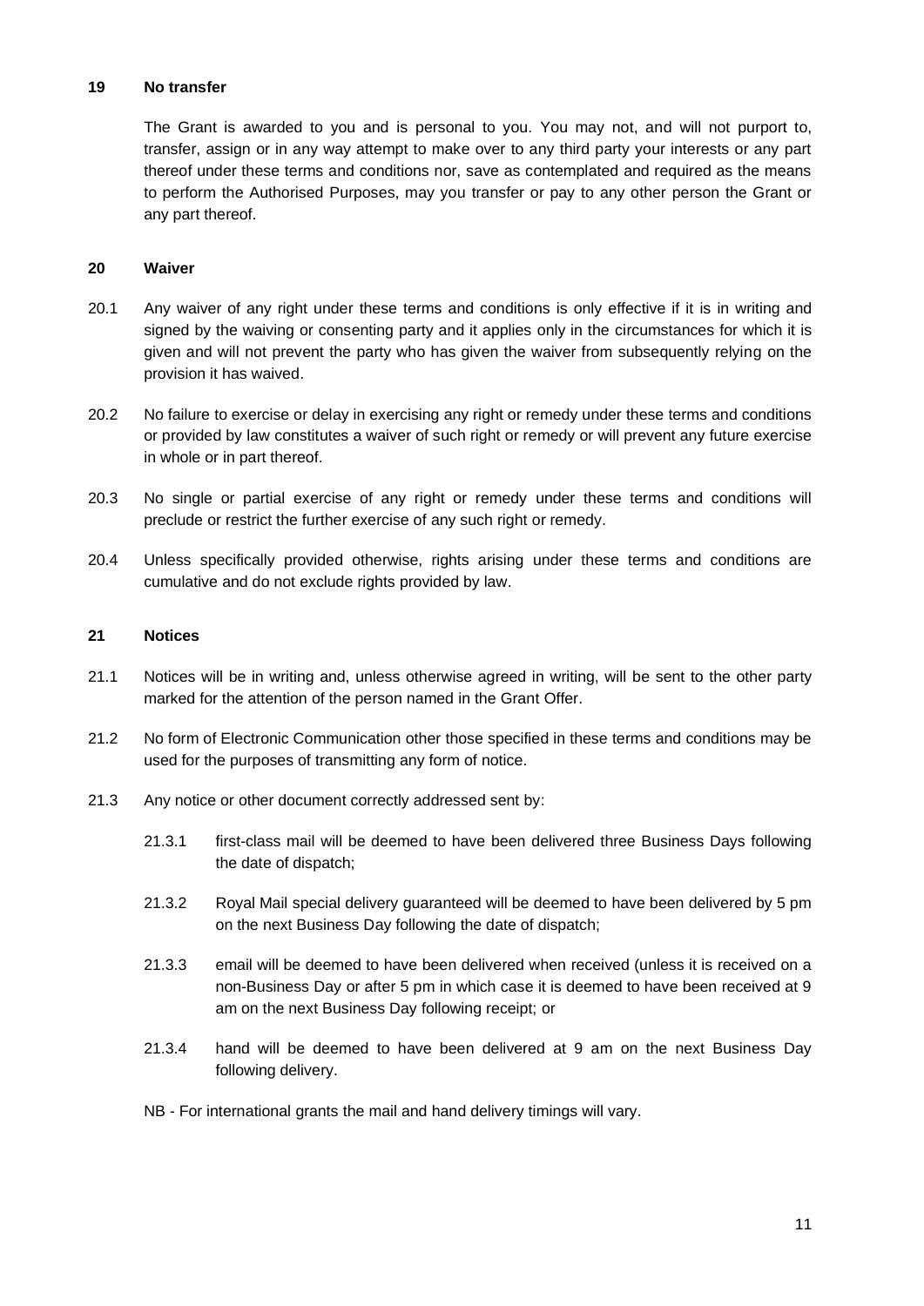## 19 No transfer

The Grant is awarded to you and is personal to you. You may not, and will not purport to, transfer, assign or in any way attempt to make over to any third party your interests or any part thereof under these terms and conditions nor, save as contemplated and required as the means to perform the Authorised Purposes, may you transfer or pay to any other person the Grant or any part thereof.

## 20 Waiver

20.1 Any waiver of any right under these terms and conditions is only effective if it is in writing and signed by the waiving or consenting party and it applies only in the circumstances for which it is given and will not prevent the party who has given the waiver from subsequently relying on the provision it has waived.

20.2 No failure to exercise or delay in exercising any right or remedy under these terms and conditions or provided by law constitutes a waiver of such right or remedy or will prevent any future exercise in whole or in part thereof.

20.3 No single or partial exercise of any right or remedy under these terms and conditions will preclude or restrict the further exercise of any such right or remedy.

20.4 Unless specifically provided otherwise, rights arising under these terms and conditions are cumulative and do not exclude rights provided by law.

## 21 Notices

21.1 Notices will be in writing and, unless otherwise agreed in writing, will be sent to the other party marked for the attention of the person named in the Grant Offer.

21.2 No form of Electronic Communication other those specified in these terms and conditions may be used for the purposes of transmitting any form of notice.

21.3 Any notice or other document correctly addressed sent by:

21.3.1 first-class mail will be deemed to have been delivered three Business Days following the date of dispatch;

21.3.2 Royal Mail special delivery guaranteed will be deemed to have been delivered by 5 pm on the next Business Day following the date of dispatch;

21.3.3 email will be deemed to have been delivered when received (unless it is received on a non-Business Day or after 5 pm in which case it is deemed to have been received at 9 am on the next Business Day following receipt; or

21.3.4 hand will be deemed to have been delivered at 9 am on the next Business Day following delivery.

NB - For international grants the mail and hand delivery timings will vary.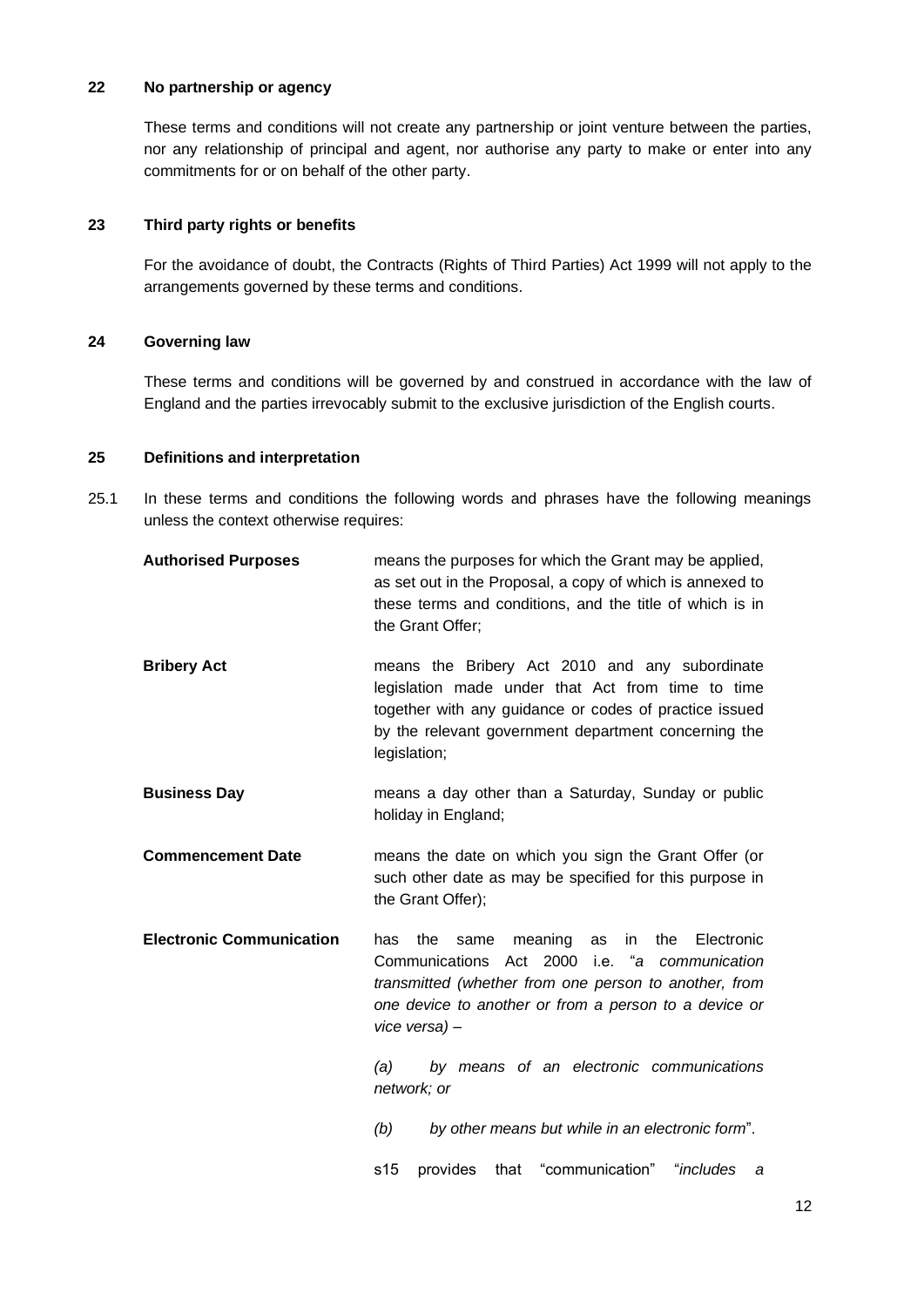## 22 No partnership or agency

These terms and conditions will not create any partnership or joint venture between the parties, nor any relationship of principal and agent, nor authorise any party to make or enter into any commitments for or on behalf of the other party.

## 23 Third party rights or benefits

For the avoidance of doubt, the Contracts (Rights of Third Parties) Act 1999 will not apply to the arrangements governed by these terms and conditions.

## 24 Governing law

These terms and conditions will be governed by and construed in accordance with the law of England and the parties irrevocably submit to the exclusive jurisdiction of the English courts.

## 25 Definitions and interpretation

25.1 In these terms and conditions the following words and phrases have the following meanings unless the context otherwise requires:

**Authorised Purposes** means the purposes for which the Grant may be applied, as set out in the Proposal, a copy of which is annexed to these terms and conditions, and the title of which is in the Grant Offer;

**Bribery Act** means the Bribery Act 2010 and any subordinate legislation made under that Act from time to time together with any guidance or codes of practice issued by the relevant government department concerning the legislation;

**Business Day** means a day other than a Saturday, Sunday or public holiday in England;

**Commencement Date** means the date on which you sign the Grant Offer (or such other date as may be specified for this purpose in the Grant Offer);

**Electronic Communication** has the same meaning as in the Electronic Communications Act 2000 i.e. "*a communication transmitted (whether from one person to another, from one device to another or from a person to a device or vice versa) –*

*(a) by means of an electronic communications network; or*

*(b) by other means but while in an electronic form*".

s15 provides that "communication" "*includes a*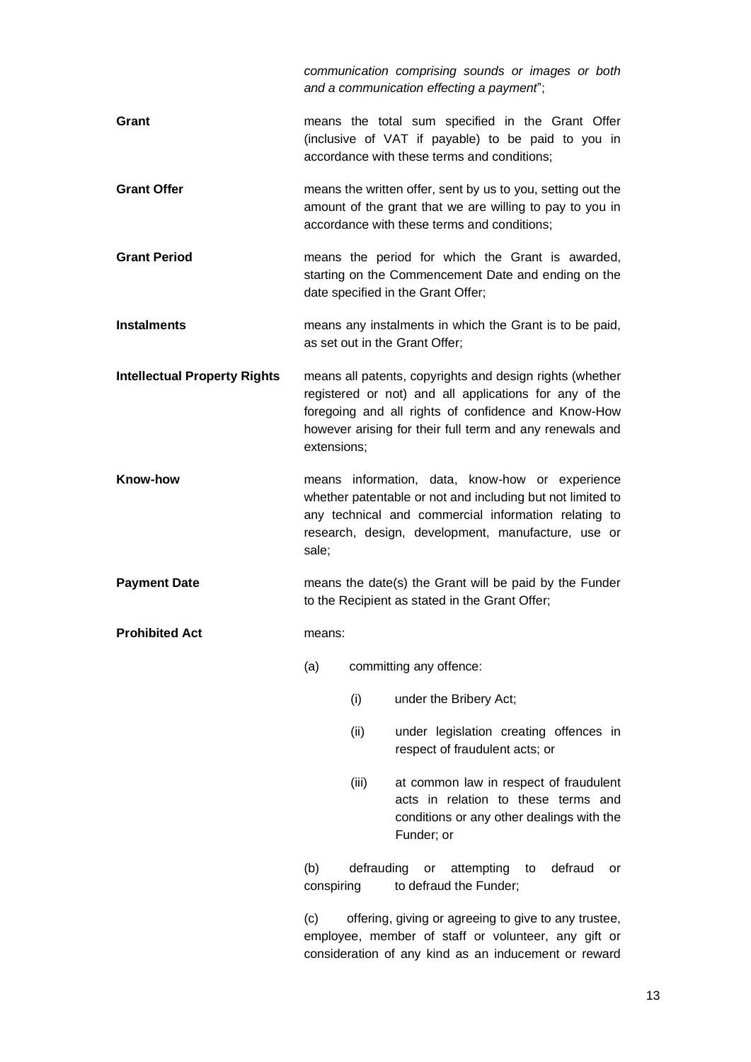*communication comprising sounds or images or both and a communication effecting a payment*";

**Grant** means the total sum specified in the Grant Offer (inclusive of VAT if payable) to be paid to you in accordance with these terms and conditions;

**Grant Offer** means the written offer, sent by us to you, setting out the amount of the grant that we are willing to pay to you in accordance with these terms and conditions;

**Grant Period** means the period for which the Grant is awarded, starting on the Commencement Date and ending on the date specified in the Grant Offer;

**Instalments** means any instalments in which the Grant is to be paid, as set out in the Grant Offer;

**Intellectual Property Rights** means all patents, copyrights and design rights (whether registered or not) and all applications for any of the foregoing and all rights of confidence and Know-How however arising for their full term and any renewals and extensions;

**Know-how** means information, data, know-how or experience whether patentable or not and including but not limited to any technical and commercial information relating to research, design, development, manufacture, use or sale;

**Payment Date** means the date(s) the Grant will be paid by the Funder to the Recipient as stated in the Grant Offer;

**Prohibited Act** means:

(a) committing any offence:

(i) under the Bribery Act;

(ii) under legislation creating offences in respect of fraudulent acts; or

(iii) at common law in respect of fraudulent acts in relation to these terms and conditions or any other dealings with the Funder; or

(b) defrauding or attempting to defraud or conspiring to defraud the Funder;

(c) offering, giving or agreeing to give to any trustee, employee, member of staff or volunteer, any gift or consideration of any kind as an inducement or reward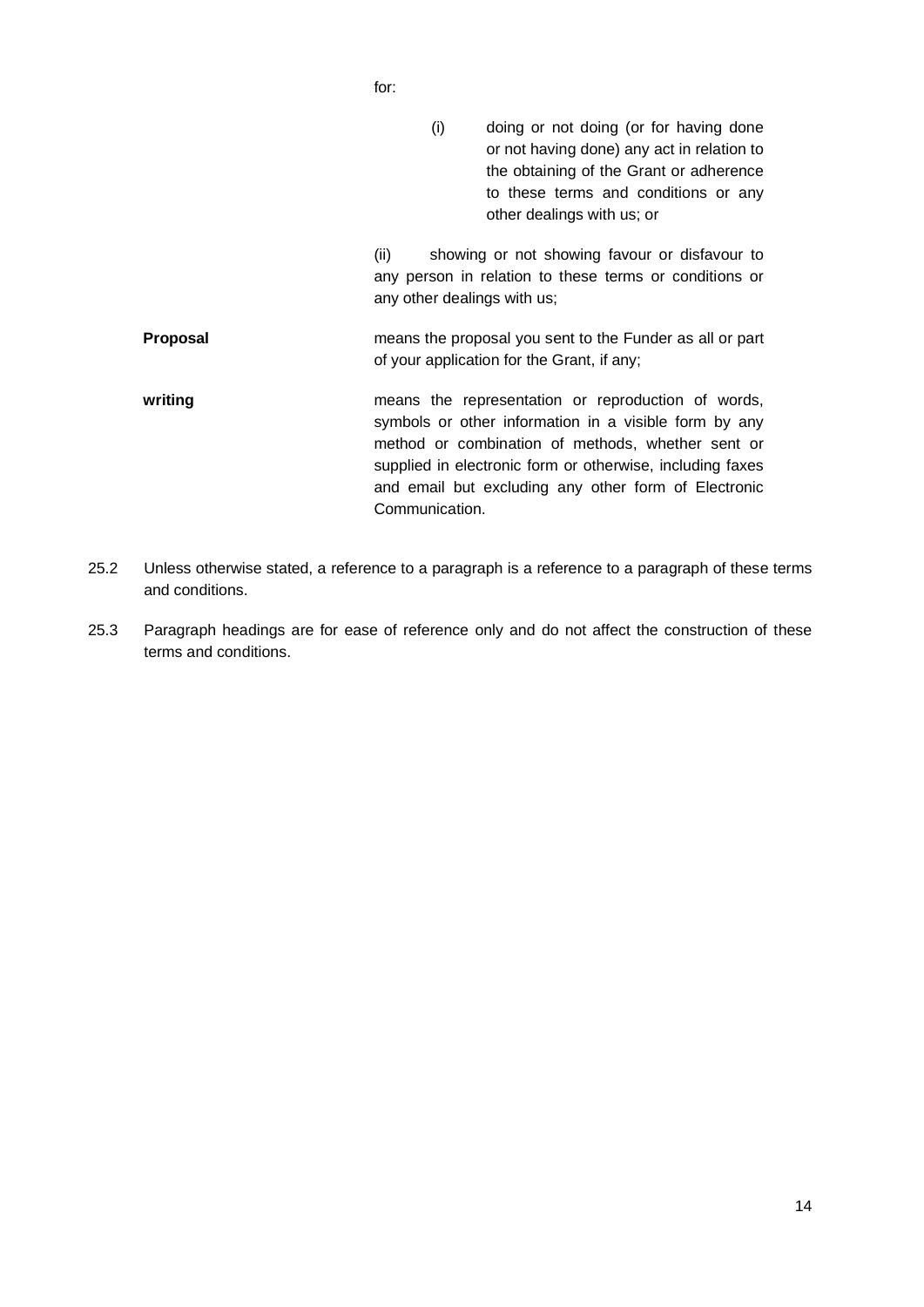for:

(i) doing or not doing (or for having done or not having done) any act in relation to the obtaining of the Grant or adherence to these terms and conditions or any other dealings with us; or

(ii) showing or not showing favour or disfavour to any person in relation to these terms or conditions or any other dealings with us;

| | |
|---|---|
| **Proposal** | means the proposal you sent to the Funder as all or part of your application for the Grant, if any; |
| **writing** | means the representation or reproduction of words, symbols or other information in a visible form by any method or combination of methods, whether sent or supplied in electronic form or otherwise, including faxes and email but excluding any other form of Electronic Communication. |

25.2 Unless otherwise stated, a reference to a paragraph is a reference to a paragraph of these terms and conditions.

25.3 Paragraph headings are for ease of reference only and do not affect the construction of these terms and conditions.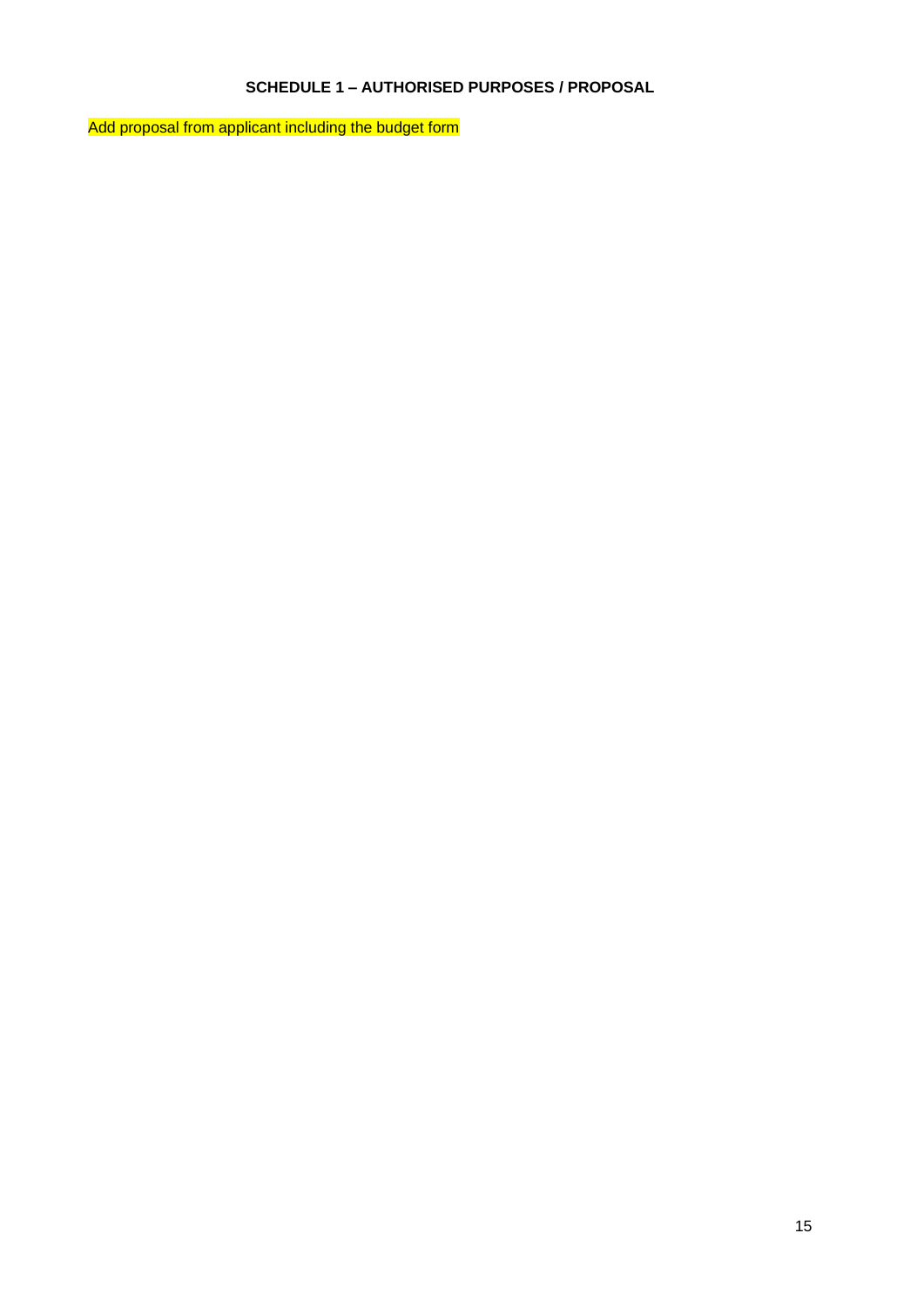## SCHEDULE 1 – AUTHORISED PURPOSES / PROPOSAL

Add proposal from applicant including the budget form